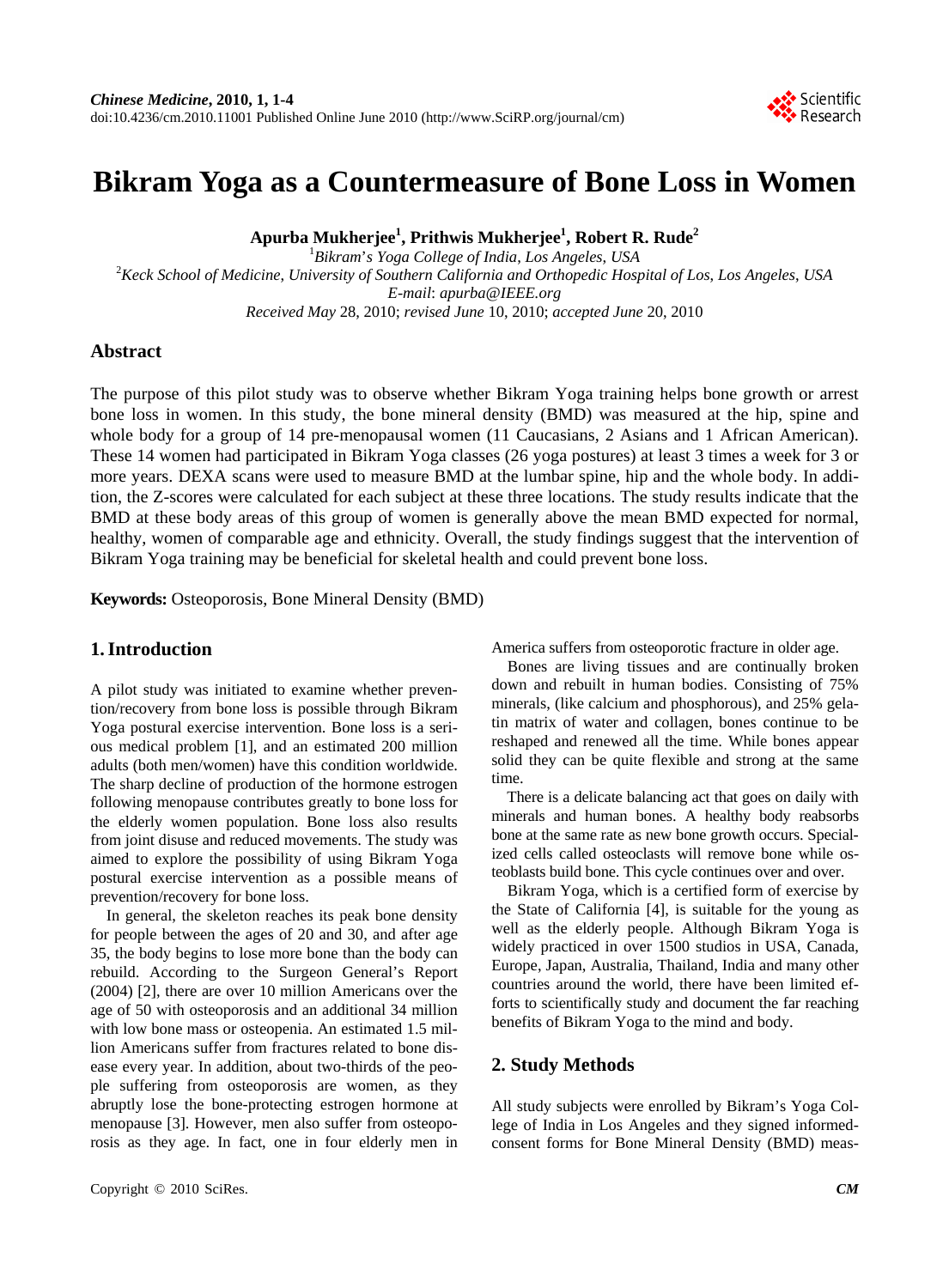# Bikram Yoga as a Countermeasure of Bone Loss in Women

**Apurba Mukherjee[1], Prithwis Mukherjee[1], Robert R. Rude[2]**

[1]*Bikram's Yoga College of India, Los Angeles, USA*
[2]*Keck School of Medicine, University of Southern California and Orthopedic Hospital of Los, Los Angeles, USA*
*E-mail*: *apurba@IEEE.org*
*Received May* 28, 2010; *revised June* 10, 2010; *accepted June* 20, 2010

## Abstract

The purpose of this pilot study was to observe whether Bikram Yoga training helps bone growth or arrest bone loss in women. In this study, the bone mineral density (BMD) was measured at the hip, spine and whole body for a group of 14 pre-menopausal women (11 Caucasians, 2 Asians and 1 African American). These 14 women had participated in Bikram Yoga classes (26 yoga postures) at least 3 times a week for 3 or more years. DEXA scans were used to measure BMD at the lumbar spine, hip and the whole body. In addition, the Z-scores were calculated for each subject at these three locations. The study results indicate that the BMD at these body areas of this group of women is generally above the mean BMD expected for normal, healthy, women of comparable age and ethnicity. Overall, the study findings suggest that the intervention of Bikram Yoga training may be beneficial for skeletal health and could prevent bone loss.

**Keywords:** Osteoporosis, Bone Mineral Density (BMD)

## 1. Introduction

A pilot study was initiated to examine whether prevention/recovery from bone loss is possible through Bikram Yoga postural exercise intervention. Bone loss is a serious medical problem [1], and an estimated 200 million adults (both men/women) have this condition worldwide. The sharp decline of production of the hormone estrogen following menopause contributes greatly to bone loss for the elderly women population. Bone loss also results from joint disuse and reduced movements. The study was aimed to explore the possibility of using Bikram Yoga postural exercise intervention as a possible means of prevention/recovery for bone loss.

In general, the skeleton reaches its peak bone density for people between the ages of 20 and 30, and after age 35, the body begins to lose more bone than the body can rebuild. According to the Surgeon General's Report (2004) [2], there are over 10 million Americans over the age of 50 with osteoporosis and an additional 34 million with low bone mass or osteopenia. An estimated 1.5 million Americans suffer from fractures related to bone disease every year. In addition, about two-thirds of the people suffering from osteoporosis are women, as they abruptly lose the bone-protecting estrogen hormone at menopause [3]. However, men also suffer from osteoporosis as they age. In fact, one in four elderly men in America suffers from osteoporotic fracture in older age.

Bones are living tissues and are continually broken down and rebuilt in human bodies. Consisting of 75% minerals, (like calcium and phosphorous), and 25% gelatin matrix of water and collagen, bones continue to be reshaped and renewed all the time. While bones appear solid they can be quite flexible and strong at the same time.

There is a delicate balancing act that goes on daily with minerals and human bones. A healthy body reabsorbs bone at the same rate as new bone growth occurs. Specialized cells called osteoclasts will remove bone while osteoblasts build bone. This cycle continues over and over.

Bikram Yoga, which is a certified form of exercise by the State of California [4], is suitable for the young as well as the elderly people. Although Bikram Yoga is widely practiced in over 1500 studios in USA, Canada, Europe, Japan, Australia, Thailand, India and many other countries around the world, there have been limited efforts to scientifically study and document the far reaching benefits of Bikram Yoga to the mind and body.

## 2. Study Methods

All study subjects were enrolled by Bikram's Yoga College of India in Los Angeles and they signed informed-consent forms for Bone Mineral Density (BMD) meas-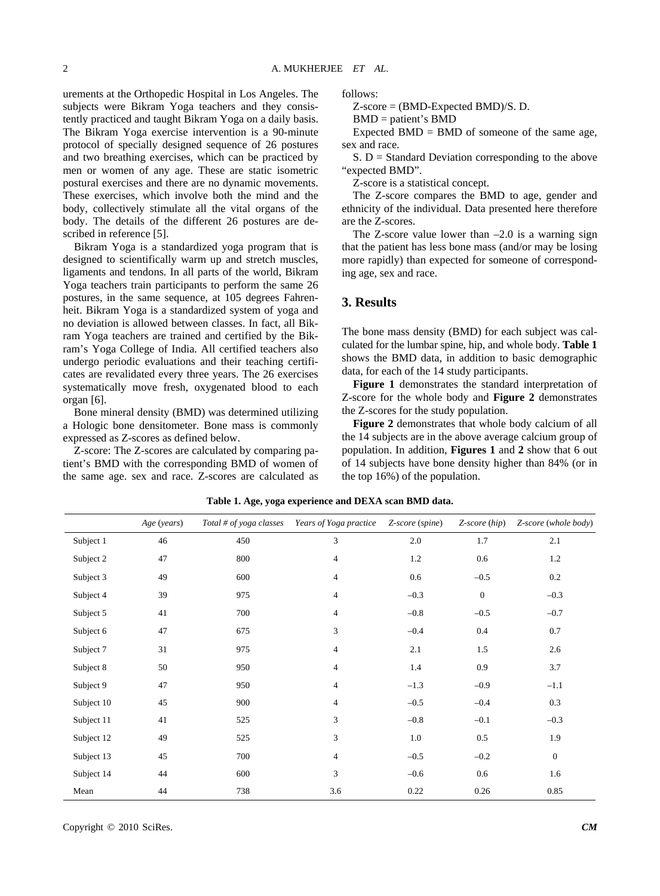urements at the Orthopedic Hospital in Los Angeles. The subjects were Bikram Yoga teachers and they consistently practiced and taught Bikram Yoga on a daily basis. The Bikram Yoga exercise intervention is a 90-minute protocol of specially designed sequence of 26 postures and two breathing exercises, which can be practiced by men or women of any age. These are static isometric postural exercises and there are no dynamic movements. These exercises, which involve both the mind and the body, collectively stimulate all the vital organs of the body. The details of the different 26 postures are described in reference [5].

Bikram Yoga is a standardized yoga program that is designed to scientifically warm up and stretch muscles, ligaments and tendons. In all parts of the world, Bikram Yoga teachers train participants to perform the same 26 postures, in the same sequence, at 105 degrees Fahrenheit. Bikram Yoga is a standardized system of yoga and no deviation is allowed between classes. In fact, all Bikram Yoga teachers are trained and certified by the Bikram's Yoga College of India. All certified teachers also undergo periodic evaluations and their teaching certificates are revalidated every three years. The 26 exercises systematically move fresh, oxygenated blood to each organ [6].

Bone mineral density (BMD) was determined utilizing a Hologic bone densitometer. Bone mass is commonly expressed as Z-scores as defined below.

Z-score: The Z-scores are calculated by comparing patient's BMD with the corresponding BMD of women of the same age. sex and race. Z-scores are calculated as follows:

Z-score = (BMD-Expected BMD)/S. D.

BMD = patient's BMD

Expected BMD = BMD of someone of the same age, sex and race.

S. D = Standard Deviation corresponding to the above "expected BMD".

Z-score is a statistical concept.

The Z-score compares the BMD to age, gender and ethnicity of the individual. Data presented here therefore are the Z-scores.

The Z-score value lower than –2.0 is a warning sign that the patient has less bone mass (and/or may be losing more rapidly) than expected for someone of corresponding age, sex and race.

## 3. Results

The bone mass density (BMD) for each subject was calculated for the lumbar spine, hip, and whole body. **Table 1** shows the BMD data, in addition to basic demographic data, for each of the 14 study participants.

**Figure 1** demonstrates the standard interpretation of Z-score for the whole body and **Figure 2** demonstrates the Z-scores for the study population.

**Figure 2** demonstrates that whole body calcium of all the 14 subjects are in the above average calcium group of population. In addition, **Figures 1** and **2** show that 6 out of 14 subjects have bone density higher than 84% (or in the top 16%) of the population.

**Table 1. Age, yoga experience and DEXA scan BMD data.**

| | *Age* (*years*) | *Total # of yoga classes* | *Years of Yoga practice* | *Z-score* (*spine*) | *Z-score* (*hip*) | *Z-score* (*whole body*) |
|---|---|---|---|---|---|---|
| Subject 1 | 46 | 450 | 3 | 2.0 | 1.7 | 2.1 |
| Subject 2 | 47 | 800 | 4 | 1.2 | 0.6 | 1.2 |
| Subject 3 | 49 | 600 | 4 | 0.6 | –0.5 | 0.2 |
| Subject 4 | 39 | 975 | 4 | –0.3 | 0 | –0.3 |
| Subject 5 | 41 | 700 | 4 | –0.8 | –0.5 | –0.7 |
| Subject 6 | 47 | 675 | 3 | –0.4 | 0.4 | 0.7 |
| Subject 7 | 31 | 975 | 4 | 2.1 | 1.5 | 2.6 |
| Subject 8 | 50 | 950 | 4 | 1.4 | 0.9 | 3.7 |
| Subject 9 | 47 | 950 | 4 | –1.3 | –0.9 | –1.1 |
| Subject 10 | 45 | 900 | 4 | –0.5 | –0.4 | 0.3 |
| Subject 11 | 41 | 525 | 3 | –0.8 | –0.1 | –0.3 |
| Subject 12 | 49 | 525 | 3 | 1.0 | 0.5 | 1.9 |
| Subject 13 | 45 | 700 | 4 | –0.5 | –0.2 | 0 |
| Subject 14 | 44 | 600 | 3 | –0.6 | 0.6 | 1.6 |
| Mean | 44 | 738 | 3.6 | 0.22 | 0.26 | 0.85 |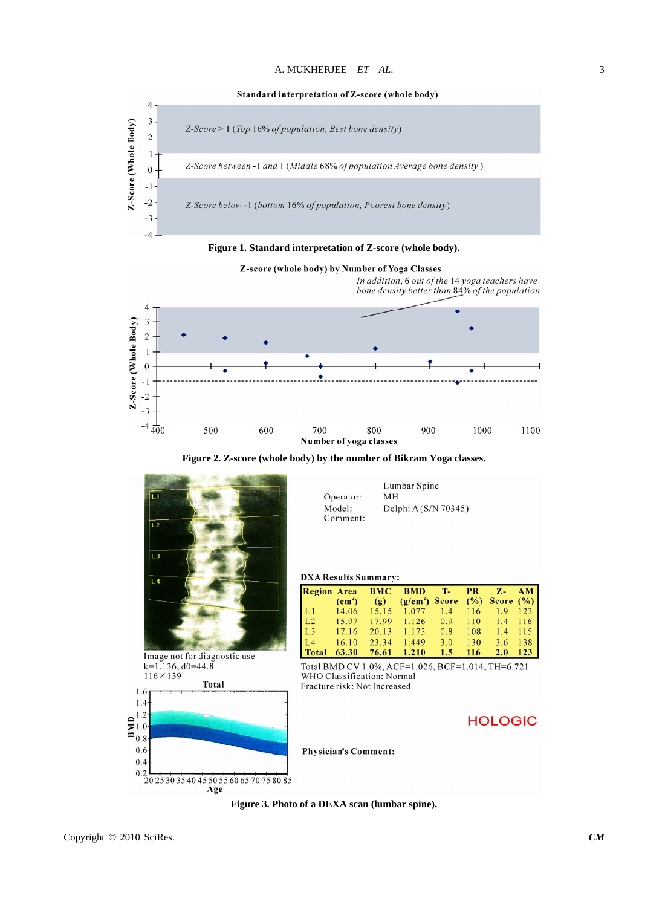**Standard interpretation of Z-score (whole body)**

Z-Score > 1 (Top 16% of population, Best bone density)

Z-Score between -1 and 1 (Middle 68% of population Average bone density)

Z-Score below -1 (bottom 16% of population, Poorest bone density)

**Figure 1. Standard interpretation of Z-score (whole body).**

**Z-score (whole body) by Number of Yoga Classes**

In addition, 6 out of the 14 yoga teachers have bone density better than 84% of the population

**Figure 2. Z-score (whole body) by the number of Bikram Yoga classes.**

Image not for diagnostic use
k=1.136, d0=44.8
116×139

Lumbar Spine

Operator: MH
Model: Delphi A (S/N 70345)
Comment:

**DXA Results Summary:**

| Region | Area ($cm^2$) | BMC (g) | BMD ($g/cm^2$) | T-Score | PR (%) | Z-Score | AM (%) |
|---|---|---|---|---|---|---|---|
| L1 | 14.06 | 15.15 | 1.077 | 1.4 | 116 | 1.9 | 123 |
| L2 | 15.97 | 17.99 | 1.126 | 0.9 | 110 | 1.4 | 116 |
| L3 | 17.16 | 20.13 | 1.173 | 0.8 | 108 | 1.4 | 115 |
| L4 | 16.10 | 23.34 | 1.449 | 3.0 | 130 | 3.6 | 138 |
| **Total** | **63.30** | **76.61** | **1.210** | **1.5** | **116** | **2.0** | **123** |

Total BMD CV 1.0%, ACF=1.026, BCF=1.014, TH=6.721
WHO Classification: Normal
Fracture risk: Not Increased

HOLOGIC

**Physician's Comment:**

**Figure 3. Photo of a DEXA scan (lumbar spine).**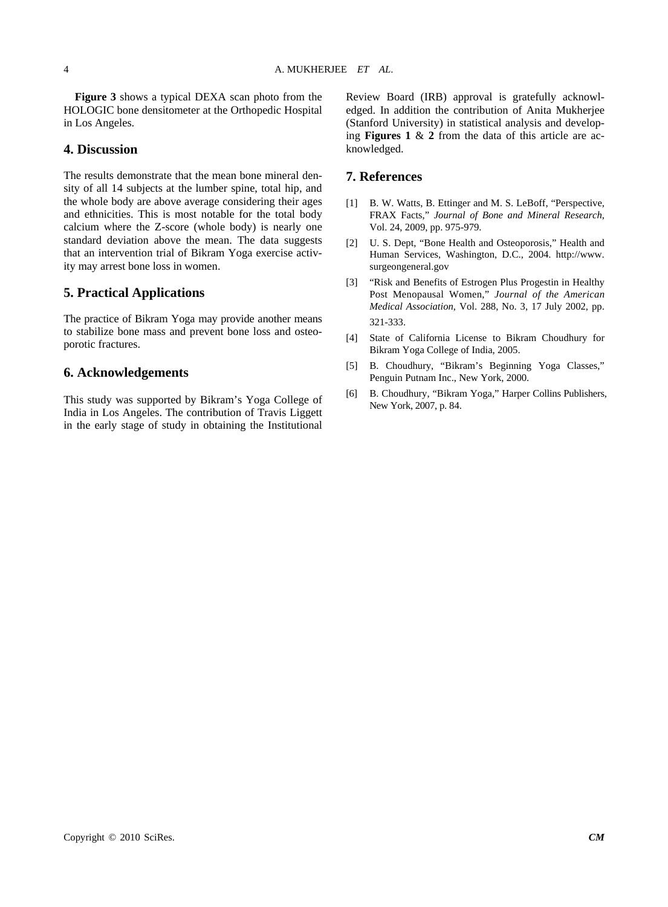**Figure 3** shows a typical DEXA scan photo from the HOLOGIC bone densitometer at the Orthopedic Hospital in Los Angeles.

## 4. Discussion

The results demonstrate that the mean bone mineral density of all 14 subjects at the lumber spine, total hip, and the whole body are above average considering their ages and ethnicities. This is most notable for the total body calcium where the Z-score (whole body) is nearly one standard deviation above the mean. The data suggests that an intervention trial of Bikram Yoga exercise activity may arrest bone loss in women.

## 5. Practical Applications

The practice of Bikram Yoga may provide another means to stabilize bone mass and prevent bone loss and osteoporotic fractures.

## 6. Acknowledgements

This study was supported by Bikram's Yoga College of India in Los Angeles. The contribution of Travis Liggett in the early stage of study in obtaining the Institutional Review Board (IRB) approval is gratefully acknowledged. In addition the contribution of Anita Mukherjee (Stanford University) in statistical analysis and developing **Figures 1** & **2** from the data of this article are acknowledged.

## 7. References

[1] B. W. Watts, B. Ettinger and M. S. LeBoff, "Perspective, FRAX Facts," *Journal of Bone and Mineral Research*, Vol. 24, 2009, pp. 975-979.

[2] U. S. Dept, "Bone Health and Osteoporosis," Health and Human Services, Washington, D.C., 2004. http://www.surgeongeneral.gov

[3] "Risk and Benefits of Estrogen Plus Progestin in Healthy Post Menopausal Women," *Journal of the American Medical Association*, Vol. 288, No. 3, 17 July 2002, pp. 321-333.

[4] State of California License to Bikram Choudhury for Bikram Yoga College of India, 2005.

[5] B. Choudhury, "Bikram's Beginning Yoga Classes," Penguin Putnam Inc., New York, 2000.

[6] B. Choudhury, "Bikram Yoga," Harper Collins Publishers, New York, 2007, p. 84.